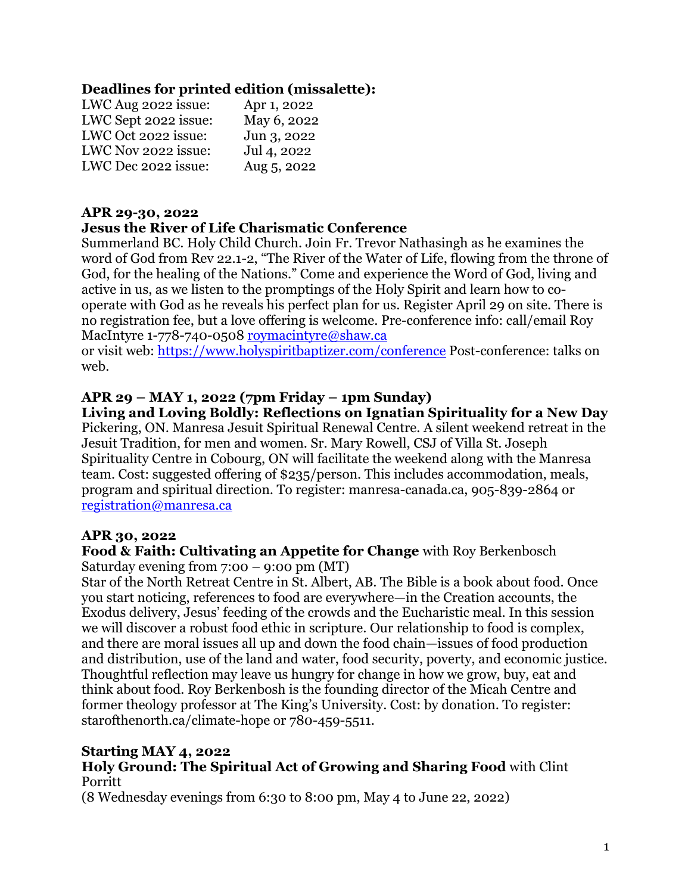**Deadlines for printed edition (missalette):**

| | |
|---|---|
| LWC Aug 2022 issue: | Apr 1, 2022 |
| LWC Sept 2022 issue: | May 6, 2022 |
| LWC Oct 2022 issue: | Jun 3, 2022 |
| LWC Nov 2022 issue: | Jul 4, 2022 |
| LWC Dec 2022 issue: | Aug 5, 2022 |

**APR 29-30, 2022**
**Jesus the River of Life Charismatic Conference**
Summerland BC. Holy Child Church. Join Fr. Trevor Nathasingh as he examines the word of God from Rev 22.1-2, "The River of the Water of Life, flowing from the throne of God, for the healing of the Nations." Come and experience the Word of God, living and active in us, as we listen to the promptings of the Holy Spirit and learn how to co-operate with God as he reveals his perfect plan for us. Register April 29 on site. There is no registration fee, but a love offering is welcome. Pre-conference info: call/email Roy MacIntyre 1-778-740-0508 roymacintyre@shaw.ca
or visit web: https://www.holyspiritbaptizer.com/conference Post-conference: talks on web.

**APR 29 – MAY 1, 2022 (7pm Friday – 1pm Sunday)**
**Living and Loving Boldly: Reflections on Ignatian Spirituality for a New Day**
Pickering, ON. Manresa Jesuit Spiritual Renewal Centre. A silent weekend retreat in the Jesuit Tradition, for men and women. Sr. Mary Rowell, CSJ of Villa St. Joseph Spirituality Centre in Cobourg, ON will facilitate the weekend along with the Manresa team. Cost: suggested offering of $235/person. This includes accommodation, meals, program and spiritual direction. To register: manresa-canada.ca, 905-839-2864 or registration@manresa.ca

**APR 30, 2022**
**Food & Faith: Cultivating an Appetite for Change** with Roy Berkenbosch
Saturday evening from 7:00 – 9:00 pm (MT)
Star of the North Retreat Centre in St. Albert, AB. The Bible is a book about food. Once you start noticing, references to food are everywhere—in the Creation accounts, the Exodus delivery, Jesus' feeding of the crowds and the Eucharistic meal. In this session we will discover a robust food ethic in scripture. Our relationship to food is complex, and there are moral issues all up and down the food chain—issues of food production and distribution, use of the land and water, food security, poverty, and economic justice. Thoughtful reflection may leave us hungry for change in how we grow, buy, eat and think about food. Roy Berkenbosh is the founding director of the Micah Centre and former theology professor at The King's University. Cost: by donation. To register: starofthenorth.ca/climate-hope or 780-459-5511.

**Starting MAY 4, 2022**
**Holy Ground: The Spiritual Act of Growing and Sharing Food** with Clint Porritt
(8 Wednesday evenings from 6:30 to 8:00 pm, May 4 to June 22, 2022)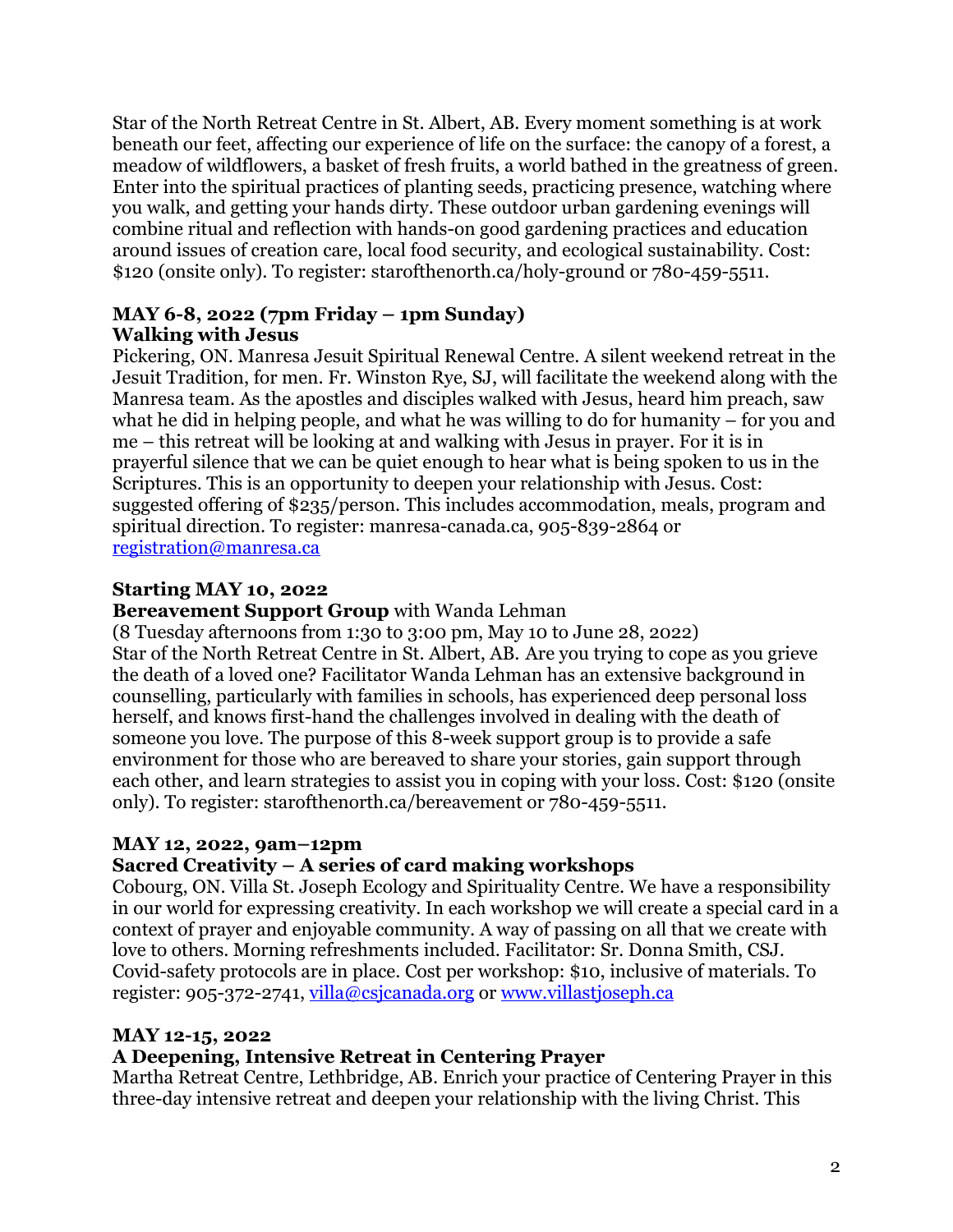Star of the North Retreat Centre in St. Albert, AB. Every moment something is at work beneath our feet, affecting our experience of life on the surface: the canopy of a forest, a meadow of wildflowers, a basket of fresh fruits, a world bathed in the greatness of green. Enter into the spiritual practices of planting seeds, practicing presence, watching where you walk, and getting your hands dirty. These outdoor urban gardening evenings will combine ritual and reflection with hands-on good gardening practices and education around issues of creation care, local food security, and ecological sustainability. Cost: $120 (onsite only). To register: starofthenorth.ca/holy-ground or 780-459-5511.

**MAY 6-8, 2022 (7pm Friday – 1pm Sunday)**
**Walking with Jesus**
Pickering, ON. Manresa Jesuit Spiritual Renewal Centre. A silent weekend retreat in the Jesuit Tradition, for men. Fr. Winston Rye, SJ, will facilitate the weekend along with the Manresa team. As the apostles and disciples walked with Jesus, heard him preach, saw what he did in helping people, and what he was willing to do for humanity – for you and me – this retreat will be looking at and walking with Jesus in prayer. For it is in prayerful silence that we can be quiet enough to hear what is being spoken to us in the Scriptures. This is an opportunity to deepen your relationship with Jesus. Cost: suggested offering of $235/person. This includes accommodation, meals, program and spiritual direction. To register: manresa-canada.ca, 905-839-2864 or registration@manresa.ca

**Starting MAY 10, 2022**
**Bereavement Support Group** with Wanda Lehman
(8 Tuesday afternoons from 1:30 to 3:00 pm, May 10 to June 28, 2022)
Star of the North Retreat Centre in St. Albert, AB. Are you trying to cope as you grieve the death of a loved one? Facilitator Wanda Lehman has an extensive background in counselling, particularly with families in schools, has experienced deep personal loss herself, and knows first-hand the challenges involved in dealing with the death of someone you love. The purpose of this 8-week support group is to provide a safe environment for those who are bereaved to share your stories, gain support through each other, and learn strategies to assist you in coping with your loss. Cost: $120 (onsite only). To register: starofthenorth.ca/bereavement or 780-459-5511.

**MAY 12, 2022, 9am–12pm**
**Sacred Creativity – A series of card making workshops**
Cobourg, ON. Villa St. Joseph Ecology and Spirituality Centre. We have a responsibility in our world for expressing creativity. In each workshop we will create a special card in a context of prayer and enjoyable community. A way of passing on all that we create with love to others. Morning refreshments included. Facilitator: Sr. Donna Smith, CSJ. Covid-safety protocols are in place. Cost per workshop: $10, inclusive of materials. To register: 905-372-2741, villa@csjcanada.org or www.villastjoseph.ca

**MAY 12-15, 2022**
**A Deepening, Intensive Retreat in Centering Prayer**
Martha Retreat Centre, Lethbridge, AB. Enrich your practice of Centering Prayer in this three-day intensive retreat and deepen your relationship with the living Christ. This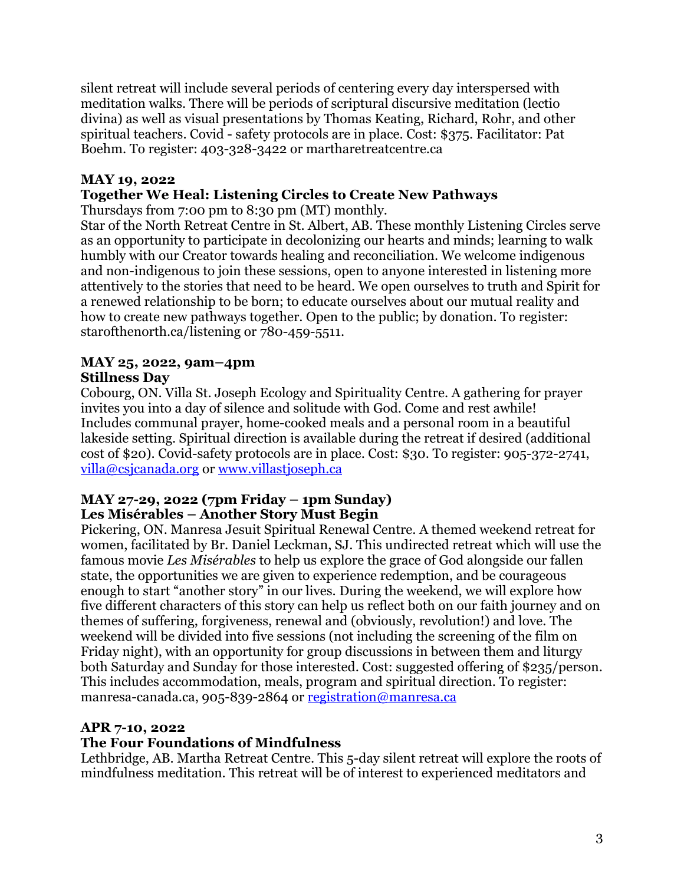silent retreat will include several periods of centering every day interspersed with meditation walks. There will be periods of scriptural discursive meditation (lectio divina) as well as visual presentations by Thomas Keating, Richard, Rohr, and other spiritual teachers. Covid - safety protocols are in place. Cost: $375. Facilitator: Pat Boehm. To register: 403-328-3422 or martharetreatcentre.ca

**MAY 19, 2022**
**Together We Heal: Listening Circles to Create New Pathways**
Thursdays from 7:00 pm to 8:30 pm (MT) monthly.
Star of the North Retreat Centre in St. Albert, AB. These monthly Listening Circles serve as an opportunity to participate in decolonizing our hearts and minds; learning to walk humbly with our Creator towards healing and reconciliation. We welcome indigenous and non-indigenous to join these sessions, open to anyone interested in listening more attentively to the stories that need to be heard. We open ourselves to truth and Spirit for a renewed relationship to be born; to educate ourselves about our mutual reality and how to create new pathways together. Open to the public; by donation. To register: starofthenorth.ca/listening or 780-459-5511.

**MAY 25, 2022, 9am–4pm**
**Stillness Day**
Cobourg, ON. Villa St. Joseph Ecology and Spirituality Centre. A gathering for prayer invites you into a day of silence and solitude with God. Come and rest awhile! Includes communal prayer, home-cooked meals and a personal room in a beautiful lakeside setting. Spiritual direction is available during the retreat if desired (additional cost of $20). Covid-safety protocols are in place. Cost: $30. To register: 905-372-2741, [villa@csjcanada.org](mailto:villa@csjcanada.org) or [www.villastjoseph.ca](http://www.villastjoseph.ca)

**MAY 27-29, 2022 (7pm Friday – 1pm Sunday)**
**Les Misérables – Another Story Must Begin**
Pickering, ON. Manresa Jesuit Spiritual Renewal Centre. A themed weekend retreat for women, facilitated by Br. Daniel Leckman, SJ. This undirected retreat which will use the famous movie *Les Misérables* to help us explore the grace of God alongside our fallen state, the opportunities we are given to experience redemption, and be courageous enough to start "another story" in our lives. During the weekend, we will explore how five different characters of this story can help us reflect both on our faith journey and on themes of suffering, forgiveness, renewal and (obviously, revolution!) and love. The weekend will be divided into five sessions (not including the screening of the film on Friday night), with an opportunity for group discussions in between them and liturgy both Saturday and Sunday for those interested. Cost: suggested offering of $235/person. This includes accommodation, meals, program and spiritual direction. To register: manresa-canada.ca, 905-839-2864 or [registration@manresa.ca](mailto:registration@manresa.ca)

**APR 7-10, 2022**
**The Four Foundations of Mindfulness**
Lethbridge, AB. Martha Retreat Centre. This 5-day silent retreat will explore the roots of mindfulness meditation. This retreat will be of interest to experienced meditators and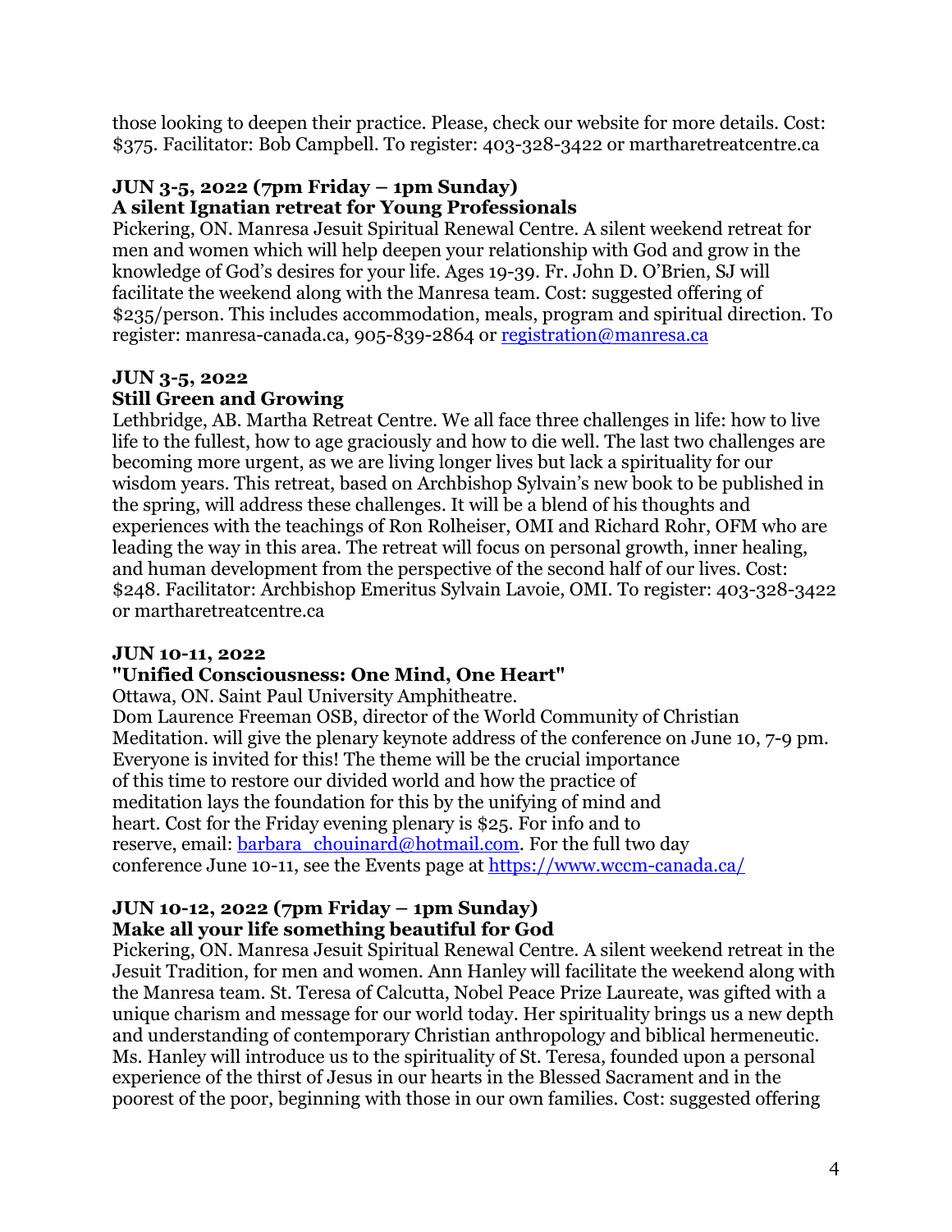those looking to deepen their practice. Please, check our website for more details. Cost: $375. Facilitator: Bob Campbell. To register: 403-328-3422 or martharetreatcentre.ca

**JUN 3-5, 2022 (7pm Friday – 1pm Sunday)**
**A silent Ignatian retreat for Young Professionals**

Pickering, ON. Manresa Jesuit Spiritual Renewal Centre. A silent weekend retreat for men and women which will help deepen your relationship with God and grow in the knowledge of God's desires for your life. Ages 19-39. Fr. John D. O'Brien, SJ will facilitate the weekend along with the Manresa team. Cost: suggested offering of $235/person. This includes accommodation, meals, program and spiritual direction. To register: manresa-canada.ca, 905-839-2864 or registration@manresa.ca

**JUN 3-5, 2022**
**Still Green and Growing**

Lethbridge, AB. Martha Retreat Centre. We all face three challenges in life: how to live life to the fullest, how to age graciously and how to die well. The last two challenges are becoming more urgent, as we are living longer lives but lack a spirituality for our wisdom years. This retreat, based on Archbishop Sylvain's new book to be published in the spring, will address these challenges. It will be a blend of his thoughts and experiences with the teachings of Ron Rolheiser, OMI and Richard Rohr, OFM who are leading the way in this area. The retreat will focus on personal growth, inner healing, and human development from the perspective of the second half of our lives. Cost: $248. Facilitator: Archbishop Emeritus Sylvain Lavoie, OMI. To register: 403-328-3422 or martharetreatcentre.ca

**JUN 10-11, 2022**
**"Unified Consciousness: One Mind, One Heart"**

Ottawa, ON. Saint Paul University Amphitheatre.
Dom Laurence Freeman OSB, director of the World Community of Christian Meditation. will give the plenary keynote address of the conference on June 10, 7-9 pm. Everyone is invited for this! The theme will be the crucial importance of this time to restore our divided world and how the practice of meditation lays the foundation for this by the unifying of mind and heart. Cost for the Friday evening plenary is $25. For info and to reserve, email: barbara_chouinard@hotmail.com. For the full two day conference June 10-11, see the Events page at https://www.wccm-canada.ca/

**JUN 10-12, 2022 (7pm Friday – 1pm Sunday)**
**Make all your life something beautiful for God**

Pickering, ON. Manresa Jesuit Spiritual Renewal Centre. A silent weekend retreat in the Jesuit Tradition, for men and women. Ann Hanley will facilitate the weekend along with the Manresa team. St. Teresa of Calcutta, Nobel Peace Prize Laureate, was gifted with a unique charism and message for our world today. Her spirituality brings us a new depth and understanding of contemporary Christian anthropology and biblical hermeneutic. Ms. Hanley will introduce us to the spirituality of St. Teresa, founded upon a personal experience of the thirst of Jesus in our hearts in the Blessed Sacrament and in the poorest of the poor, beginning with those in our own families. Cost: suggested offering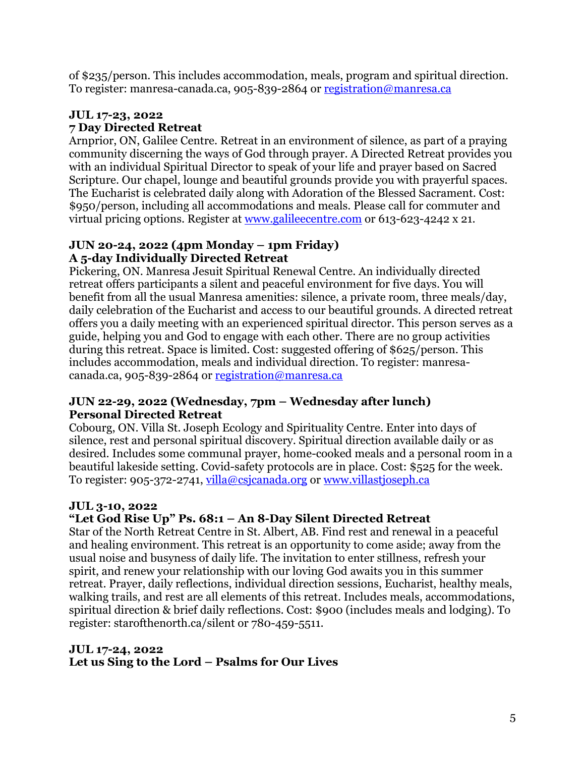of $235/person. This includes accommodation, meals, program and spiritual direction. To register: manresa-canada.ca, 905-839-2864 or registration@manresa.ca

**JUL 17-23, 2022**
**7 Day Directed Retreat**
Arnprior, ON, Galilee Centre. Retreat in an environment of silence, as part of a praying community discerning the ways of God through prayer. A Directed Retreat provides you with an individual Spiritual Director to speak of your life and prayer based on Sacred Scripture. Our chapel, lounge and beautiful grounds provide you with prayerful spaces. The Eucharist is celebrated daily along with Adoration of the Blessed Sacrament. Cost: $950/person, including all accommodations and meals. Please call for commuter and virtual pricing options. Register at www.galileecentre.com or 613-623-4242 x 21.

**JUN 20-24, 2022 (4pm Monday – 1pm Friday)**
**A 5-day Individually Directed Retreat**
Pickering, ON. Manresa Jesuit Spiritual Renewal Centre. An individually directed retreat offers participants a silent and peaceful environment for five days. You will benefit from all the usual Manresa amenities: silence, a private room, three meals/day, daily celebration of the Eucharist and access to our beautiful grounds. A directed retreat offers you a daily meeting with an experienced spiritual director. This person serves as a guide, helping you and God to engage with each other. There are no group activities during this retreat. Space is limited. Cost: suggested offering of $625/person. This includes accommodation, meals and individual direction. To register: manresa-canada.ca, 905-839-2864 or registration@manresa.ca

**JUN 22-29, 2022 (Wednesday, 7pm – Wednesday after lunch)**
**Personal Directed Retreat**
Cobourg, ON. Villa St. Joseph Ecology and Spirituality Centre. Enter into days of silence, rest and personal spiritual discovery. Spiritual direction available daily or as desired. Includes some communal prayer, home-cooked meals and a personal room in a beautiful lakeside setting. Covid-safety protocols are in place. Cost: $525 for the week. To register: 905-372-2741, villa@csjcanada.org or www.villastjoseph.ca

**JUL 3-10, 2022**
**"Let God Rise Up" Ps. 68:1 – An 8-Day Silent Directed Retreat**
Star of the North Retreat Centre in St. Albert, AB. Find rest and renewal in a peaceful and healing environment. This retreat is an opportunity to come aside; away from the usual noise and busyness of daily life. The invitation to enter stillness, refresh your spirit, and renew your relationship with our loving God awaits you in this summer retreat. Prayer, daily reflections, individual direction sessions, Eucharist, healthy meals, walking trails, and rest are all elements of this retreat. Includes meals, accommodations, spiritual direction & brief daily reflections. Cost: $900 (includes meals and lodging). To register: starofthenorth.ca/silent or 780-459-5511.

**JUL 17-24, 2022**
**Let us Sing to the Lord – Psalms for Our Lives**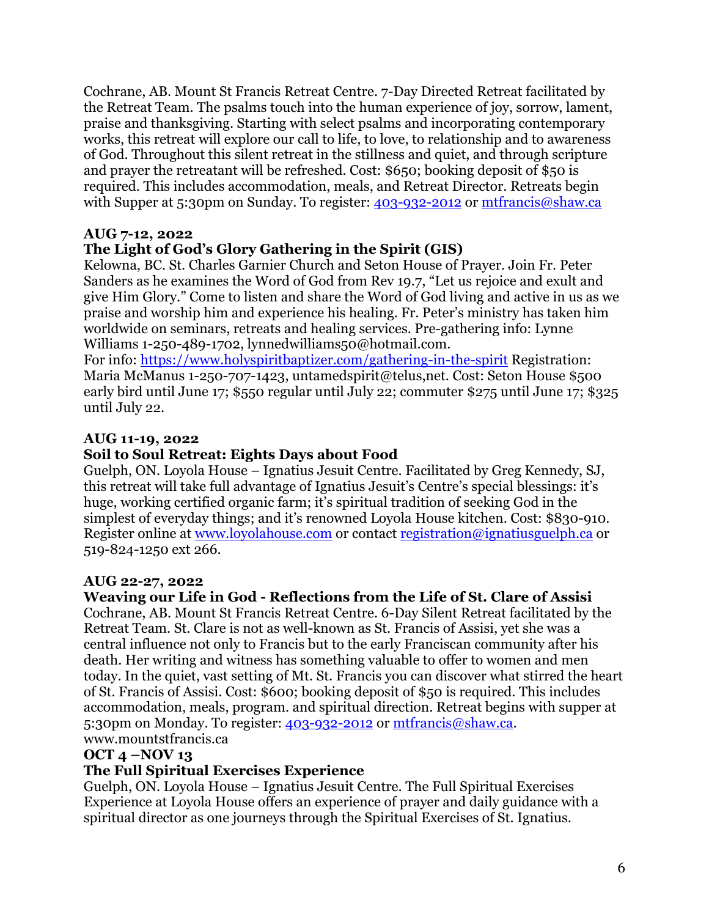Cochrane, AB. Mount St Francis Retreat Centre. 7-Day Directed Retreat facilitated by the Retreat Team. The psalms touch into the human experience of joy, sorrow, lament, praise and thanksgiving. Starting with select psalms and incorporating contemporary works, this retreat will explore our call to life, to love, to relationship and to awareness of God. Throughout this silent retreat in the stillness and quiet, and through scripture and prayer the retreatant will be refreshed. Cost: $650; booking deposit of $50 is required. This includes accommodation, meals, and Retreat Director. Retreats begin with Supper at 5:30pm on Sunday. To register: [403-932-2012](403-932-2012) or [mtfrancis@shaw.ca](mailto:mtfrancis@shaw.ca)

**AUG 7-12, 2022**
**The Light of God's Glory Gathering in the Spirit (GIS)**
Kelowna, BC. St. Charles Garnier Church and Seton House of Prayer. Join Fr. Peter Sanders as he examines the Word of God from Rev 19.7, "Let us rejoice and exult and give Him Glory." Come to listen and share the Word of God living and active in us as we praise and worship him and experience his healing. Fr. Peter's ministry has taken him worldwide on seminars, retreats and healing services. Pre-gathering info: Lynne Williams 1-250-489-1702, lynnedwilliams50@hotmail.com.
For info: [https://www.holyspiritbaptizer.com/gathering-in-the-spirit](https://www.holyspiritbaptizer.com/gathering-in-the-spirit) Registration: Maria McManus 1-250-707-1423, untamedspirit@telus,net. Cost: Seton House $500 early bird until June 17; $550 regular until July 22; commuter $275 until June 17; $325 until July 22.

**AUG 11-19, 2022**
**Soil to Soul Retreat: Eights Days about Food**
Guelph, ON. Loyola House – Ignatius Jesuit Centre. Facilitated by Greg Kennedy, SJ, this retreat will take full advantage of Ignatius Jesuit's Centre's special blessings: it's huge, working certified organic farm; it's spiritual tradition of seeking God in the simplest of everyday things; and it's renowned Loyola House kitchen. Cost: $830-910. Register online at [www.loyolahouse.com](www.loyolahouse.com) or contact [registration@ignatiusguelph.ca](mailto:registration@ignatiusguelph.ca) or 519-824-1250 ext 266.

**AUG 22-27, 2022**
**Weaving our Life in God - Reflections from the Life of St. Clare of Assisi**
Cochrane, AB. Mount St Francis Retreat Centre. 6-Day Silent Retreat facilitated by the Retreat Team. St. Clare is not as well-known as St. Francis of Assisi, yet she was a central influence not only to Francis but to the early Franciscan community after his death. Her writing and witness has something valuable to offer to women and men today. In the quiet, vast setting of Mt. St. Francis you can discover what stirred the heart of St. Francis of Assisi. Cost: $600; booking deposit of $50 is required. This includes accommodation, meals, program. and spiritual direction. Retreat begins with supper at 5:30pm on Monday. To register: [403-932-2012](403-932-2012) or [mtfrancis@shaw.ca](mailto:mtfrancis@shaw.ca). www.mountstfrancis.ca

**OCT 4 –NOV 13**
**The Full Spiritual Exercises Experience**
Guelph, ON. Loyola House – Ignatius Jesuit Centre. The Full Spiritual Exercises Experience at Loyola House offers an experience of prayer and daily guidance with a spiritual director as one journeys through the Spiritual Exercises of St. Ignatius.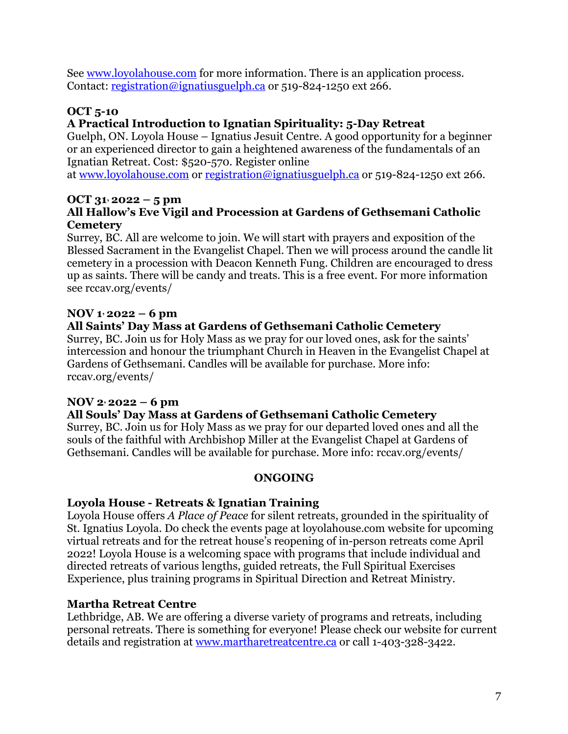See [www.loyolahouse.com](http://www.loyolahouse.com) for more information. There is an application process. Contact: [registration@ignatiusguelph.ca](mailto:registration@ignatiusguelph.ca) or 519-824-1250 ext 266.

**OCT 5-10**
**A Practical Introduction to Ignatian Spirituality: 5-Day Retreat**
Guelph, ON. Loyola House – Ignatius Jesuit Centre. A good opportunity for a beginner or an experienced director to gain a heightened awareness of the fundamentals of an Ignatian Retreat. Cost: $520-570. Register online at [www.loyolahouse.com](http://www.loyolahouse.com) or [registration@ignatiusguelph.ca](mailto:registration@ignatiusguelph.ca) or 519-824-1250 ext 266.

**OCT 31, 2022 – 5 pm**
**All Hallow's Eve Vigil and Procession at Gardens of Gethsemani Catholic Cemetery**
Surrey, BC. All are welcome to join. We will start with prayers and exposition of the Blessed Sacrament in the Evangelist Chapel. Then we will process around the candle lit cemetery in a procession with Deacon Kenneth Fung. Children are encouraged to dress up as saints. There will be candy and treats. This is a free event. For more information see rccav.org/events/

**NOV 1, 2022 – 6 pm**
**All Saints' Day Mass at Gardens of Gethsemani Catholic Cemetery**
Surrey, BC. Join us for Holy Mass as we pray for our loved ones, ask for the saints' intercession and honour the triumphant Church in Heaven in the Evangelist Chapel at Gardens of Gethsemani. Candles will be available for purchase. More info: rccav.org/events/

**NOV 2, 2022 – 6 pm**
**All Souls' Day Mass at Gardens of Gethsemani Catholic Cemetery**
Surrey, BC. Join us for Holy Mass as we pray for our departed loved ones and all the souls of the faithful with Archbishop Miller at the Evangelist Chapel at Gardens of Gethsemani. Candles will be available for purchase. More info: rccav.org/events/

## ONGOING

**Loyola House - Retreats & Ignatian Training**
Loyola House offers *A Place of Peace* for silent retreats, grounded in the spirituality of St. Ignatius Loyola. Do check the events page at loyolahouse.com website for upcoming virtual retreats and for the retreat house's reopening of in-person retreats come April 2022! Loyola House is a welcoming space with programs that include individual and directed retreats of various lengths, guided retreats, the Full Spiritual Exercises Experience, plus training programs in Spiritual Direction and Retreat Ministry.

**Martha Retreat Centre**
Lethbridge, AB. We are offering a diverse variety of programs and retreats, including personal retreats. There is something for everyone! Please check our website for current details and registration at [www.martharetreatcentre.ca](http://www.martharetreatcentre.ca) or call 1-403-328-3422.